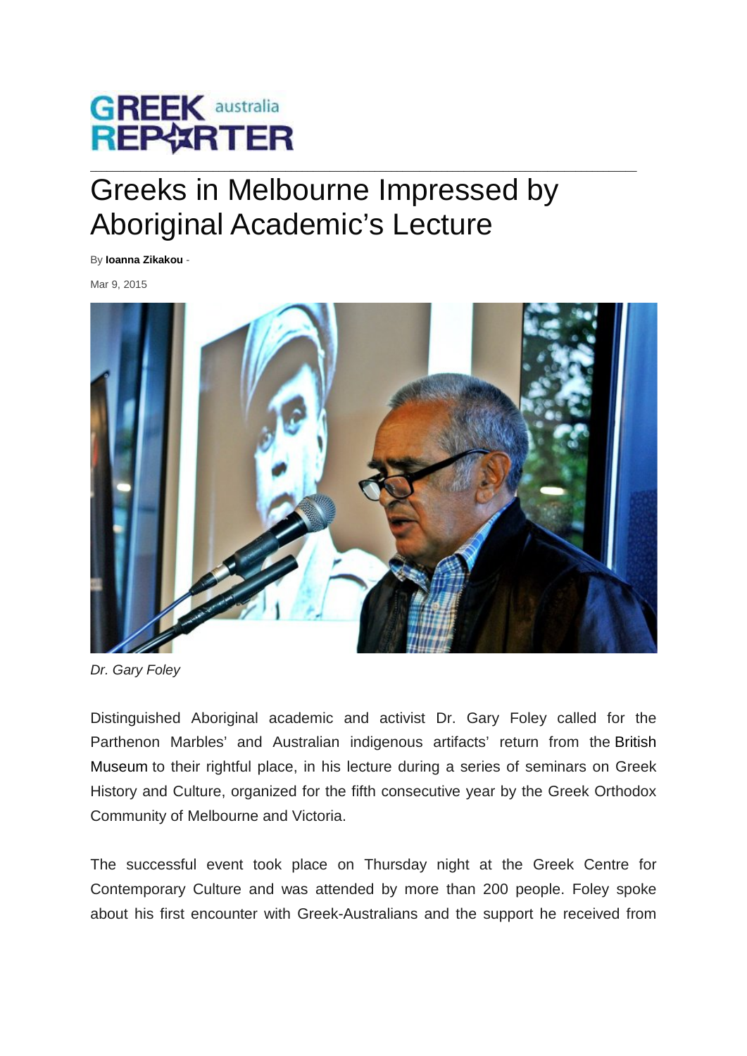GREEK australia REPORTER

# Greeks in Melbourne Impressed by Aboriginal Academic's Lecture

By **Ioanna Zikakou** -

Mar 9, 2015

*Dr. Gary Foley*

Distinguished Aboriginal academic and activist Dr. Gary Foley called for the Parthenon Marbles' and Australian indigenous artifacts' return from the British Museum to their rightful place, in his lecture during a series of seminars on Greek History and Culture, organized for the fifth consecutive year by the Greek Orthodox Community of Melbourne and Victoria.

The successful event took place on Thursday night at the Greek Centre for Contemporary Culture and was attended by more than 200 people. Foley spoke about his first encounter with Greek-Australians and the support he received from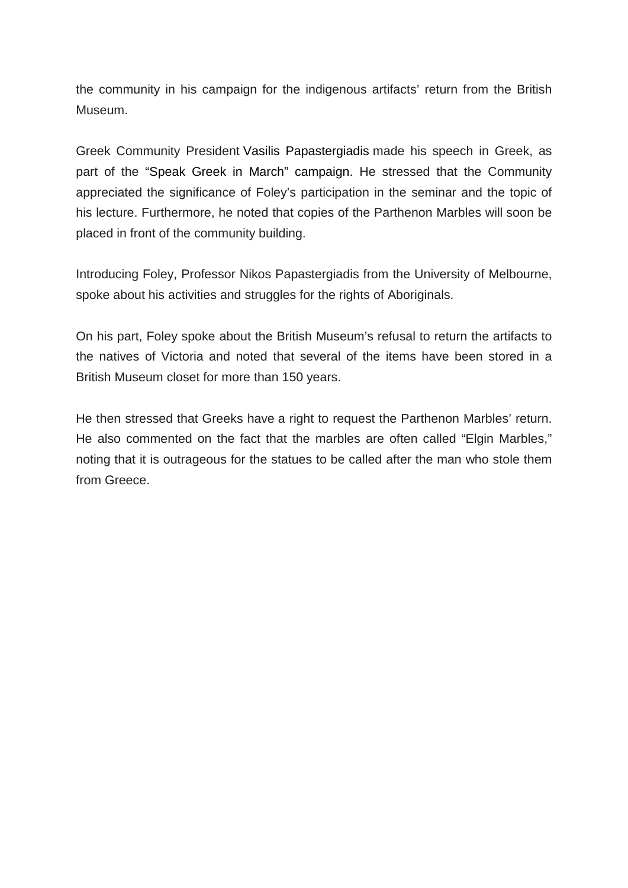the community in his campaign for the indigenous artifacts' return from the British Museum.

Greek Community President Vasilis Papastergiadis made his speech in Greek, as part of the "Speak Greek in March" campaign. He stressed that the Community appreciated the significance of Foley's participation in the seminar and the topic of his lecture. Furthermore, he noted that copies of the Parthenon Marbles will soon be placed in front of the community building.

Introducing Foley, Professor Nikos Papastergiadis from the University of Melbourne, spoke about his activities and struggles for the rights of Aboriginals.

On his part, Foley spoke about the British Museum's refusal to return the artifacts to the natives of Victoria and noted that several of the items have been stored in a British Museum closet for more than 150 years.

He then stressed that Greeks have a right to request the Parthenon Marbles' return. He also commented on the fact that the marbles are often called "Elgin Marbles," noting that it is outrageous for the statues to be called after the man who stole them from Greece.